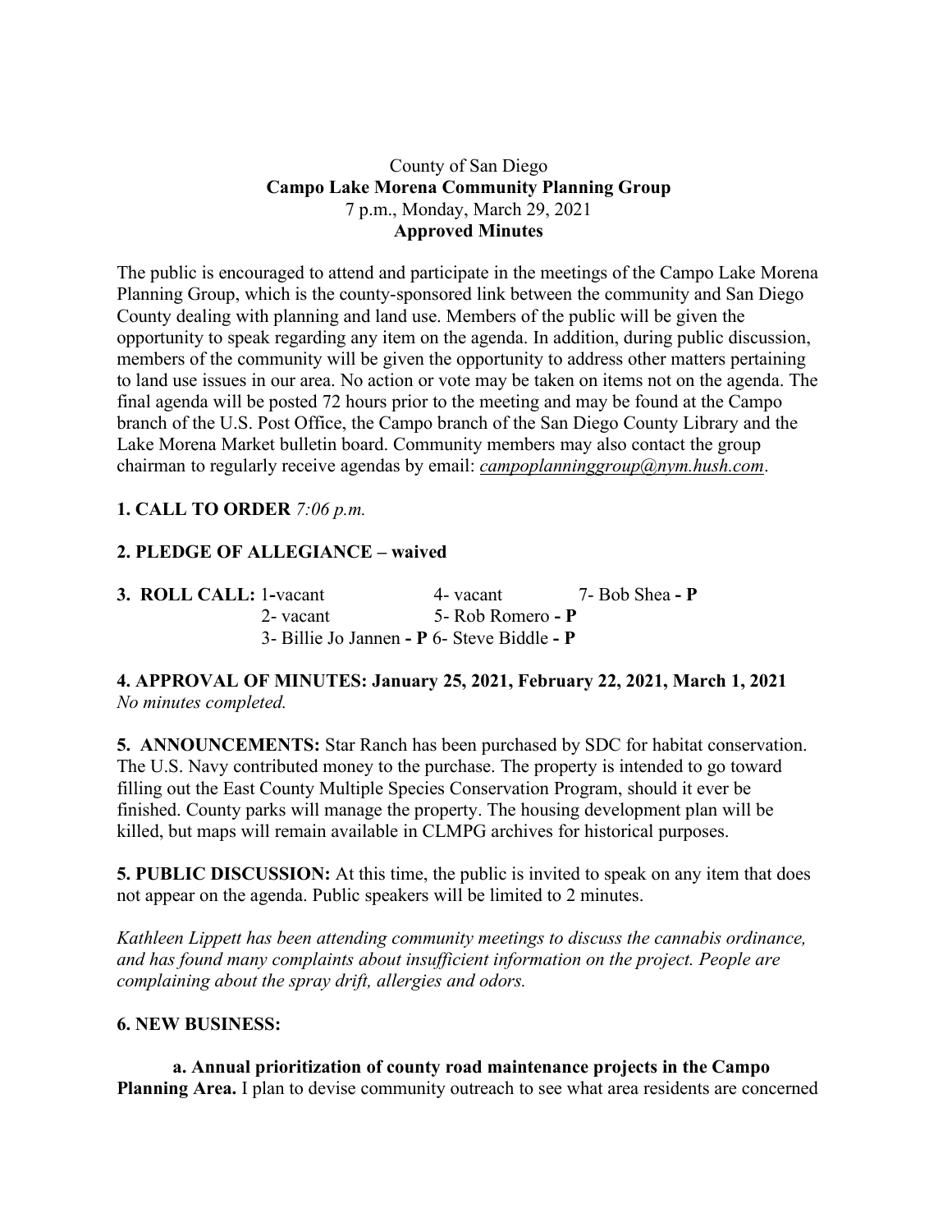County of San Diego
**Campo Lake Morena Community Planning Group**
7 p.m., Monday, March 29, 2021
**Approved Minutes**

The public is encouraged to attend and participate in the meetings of the Campo Lake Morena Planning Group, which is the county-sponsored link between the community and San Diego County dealing with planning and land use. Members of the public will be given the opportunity to speak regarding any item on the agenda. In addition, during public discussion, members of the community will be given the opportunity to address other matters pertaining to land use issues in our area. No action or vote may be taken on items not on the agenda. The final agenda will be posted 72 hours prior to the meeting and may be found at the Campo branch of the U.S. Post Office, the Campo branch of the San Diego County Library and the Lake Morena Market bulletin board. Community members may also contact the group chairman to regularly receive agendas by email: *campoplanninggroup@nym.hush.com*.

**1. CALL TO ORDER** *7:06 p.m.*

**2. PLEDGE OF ALLEGIANCE – waived**

**3. ROLL CALL:** 1-vacant 4- vacant 7- Bob Shea **- P**
2- vacant 5- Rob Romero **- P**
3- Billie Jo Jannen **- P** 6- Steve Biddle **- P**

**4. APPROVAL OF MINUTES: January 25, 2021, February 22, 2021, March 1, 2021**
*No minutes completed.*

**5. ANNOUNCEMENTS:** Star Ranch has been purchased by SDC for habitat conservation. The U.S. Navy contributed money to the purchase. The property is intended to go toward filling out the East County Multiple Species Conservation Program, should it ever be finished. County parks will manage the property. The housing development plan will be killed, but maps will remain available in CLMPG archives for historical purposes.

**5. PUBLIC DISCUSSION:** At this time, the public is invited to speak on any item that does not appear on the agenda. Public speakers will be limited to 2 minutes.

*Kathleen Lippett has been attending community meetings to discuss the cannabis ordinance, and has found many complaints about insufficient information on the project. People are complaining about the spray drift, allergies and odors.*

**6. NEW BUSINESS:**

**a. Annual prioritization of county road maintenance projects in the Campo Planning Area.** I plan to devise community outreach to see what area residents are concerned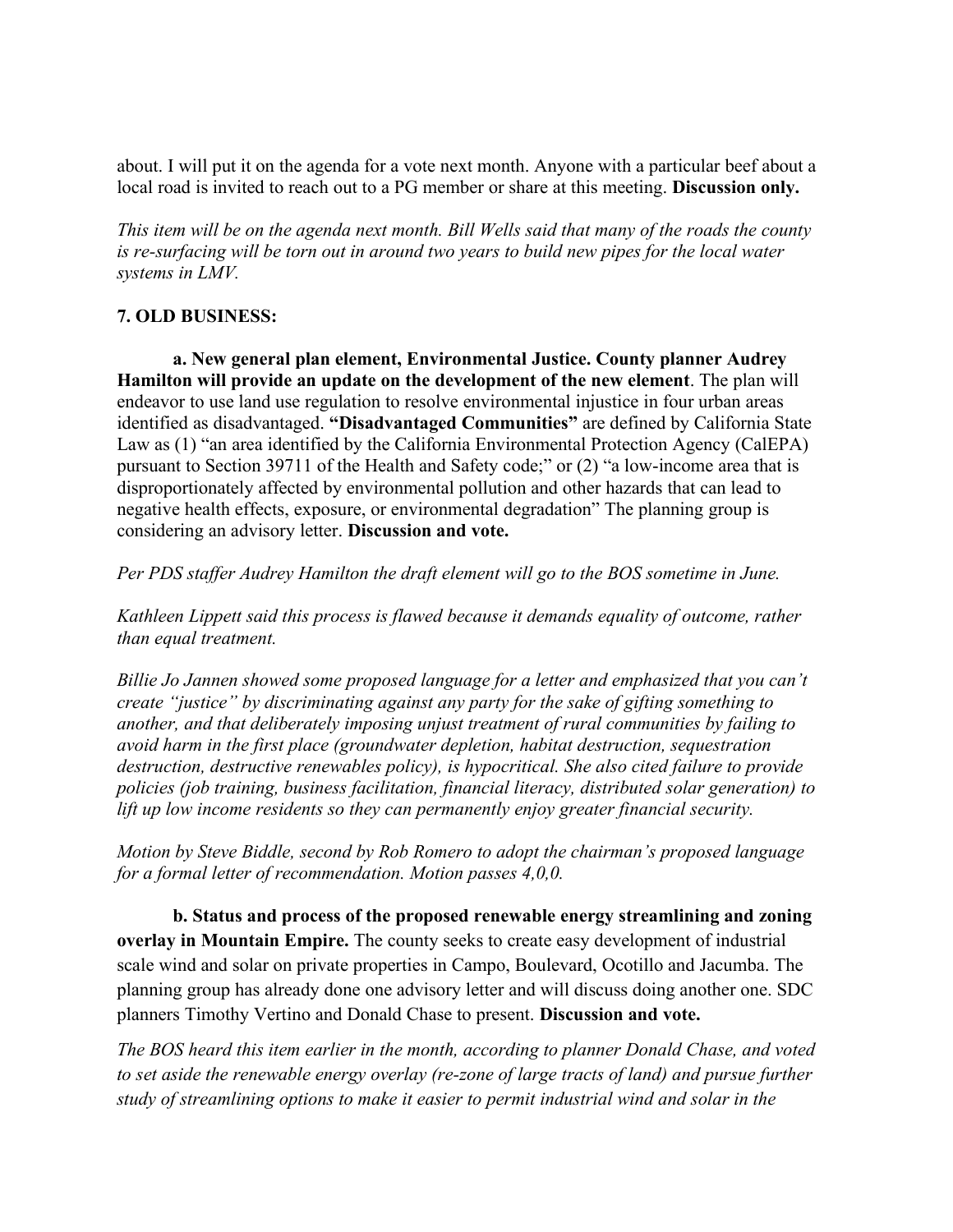about. I will put it on the agenda for a vote next month. Anyone with a particular beef about a local road is invited to reach out to a PG member or share at this meeting. **Discussion only.**

*This item will be on the agenda next month. Bill Wells said that many of the roads the county is re-surfacing will be torn out in around two years to build new pipes for the local water systems in LMV.*

**7. OLD BUSINESS:**

**a. New general plan element, Environmental Justice. County planner Audrey Hamilton will provide an update on the development of the new element**. The plan will endeavor to use land use regulation to resolve environmental injustice in four urban areas identified as disadvantaged. **"Disadvantaged Communities"** are defined by California State Law as (1) "an area identified by the California Environmental Protection Agency (CalEPA) pursuant to Section 39711 of the Health and Safety code;" or (2) "a low-income area that is disproportionately affected by environmental pollution and other hazards that can lead to negative health effects, exposure, or environmental degradation" The planning group is considering an advisory letter. **Discussion and vote.**

*Per PDS staffer Audrey Hamilton the draft element will go to the BOS sometime in June.*

*Kathleen Lippett said this process is flawed because it demands equality of outcome, rather than equal treatment.*

*Billie Jo Jannen showed some proposed language for a letter and emphasized that you can't create "justice" by discriminating against any party for the sake of gifting something to another, and that deliberately imposing unjust treatment of rural communities by failing to avoid harm in the first place (groundwater depletion, habitat destruction, sequestration destruction, destructive renewables policy), is hypocritical. She also cited failure to provide policies (job training, business facilitation, financial literacy, distributed solar generation) to lift up low income residents so they can permanently enjoy greater financial security.*

*Motion by Steve Biddle, second by Rob Romero to adopt the chairman's proposed language for a formal letter of recommendation. Motion passes 4,0,0.*

**b. Status and process of the proposed renewable energy streamlining and zoning overlay in Mountain Empire.** The county seeks to create easy development of industrial scale wind and solar on private properties in Campo, Boulevard, Ocotillo and Jacumba. The planning group has already done one advisory letter and will discuss doing another one. SDC planners Timothy Vertino and Donald Chase to present. **Discussion and vote.**

*The BOS heard this item earlier in the month, according to planner Donald Chase, and voted to set aside the renewable energy overlay (re-zone of large tracts of land) and pursue further study of streamlining options to make it easier to permit industrial wind and solar in the*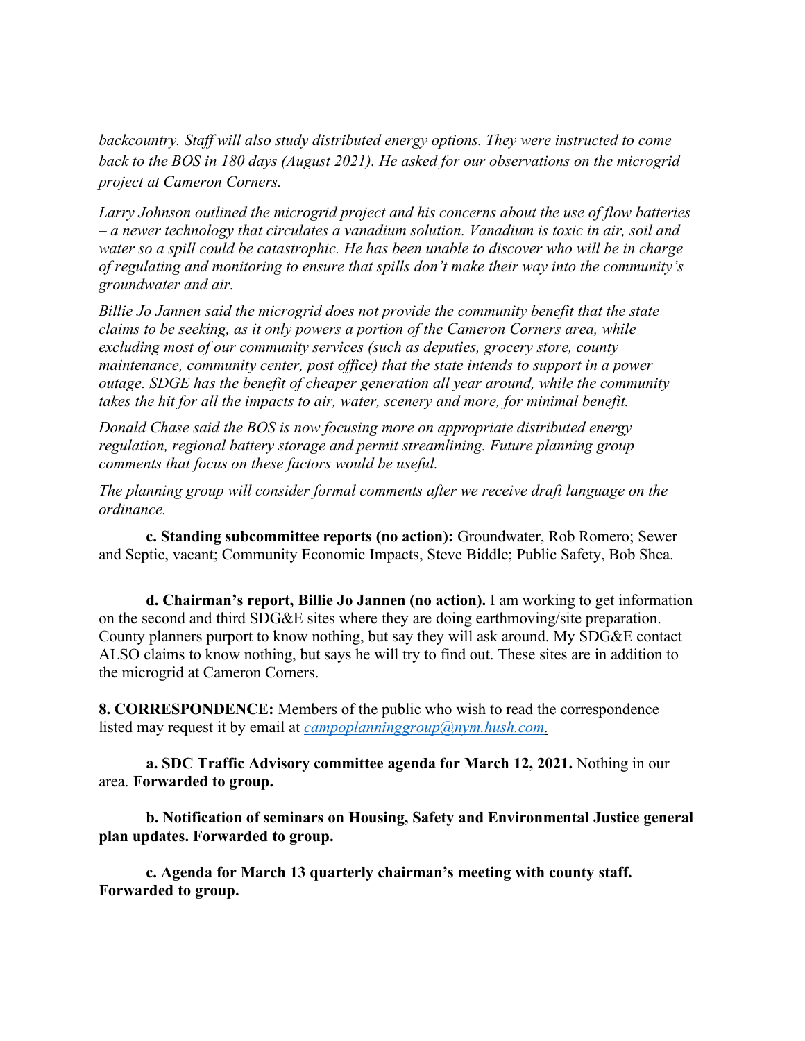*backcountry. Staff will also study distributed energy options. They were instructed to come back to the BOS in 180 days (August 2021). He asked for our observations on the microgrid project at Cameron Corners.*

*Larry Johnson outlined the microgrid project and his concerns about the use of flow batteries – a newer technology that circulates a vanadium solution. Vanadium is toxic in air, soil and water so a spill could be catastrophic. He has been unable to discover who will be in charge of regulating and monitoring to ensure that spills don't make their way into the community's groundwater and air.*

*Billie Jo Jannen said the microgrid does not provide the community benefit that the state claims to be seeking, as it only powers a portion of the Cameron Corners area, while excluding most of our community services (such as deputies, grocery store, county maintenance, community center, post office) that the state intends to support in a power outage. SDGE has the benefit of cheaper generation all year around, while the community takes the hit for all the impacts to air, water, scenery and more, for minimal benefit.*

*Donald Chase said the BOS is now focusing more on appropriate distributed energy regulation, regional battery storage and permit streamlining. Future planning group comments that focus on these factors would be useful.*

*The planning group will consider formal comments after we receive draft language on the ordinance.*

**c. Standing subcommittee reports (no action):** Groundwater, Rob Romero; Sewer and Septic, vacant; Community Economic Impacts, Steve Biddle; Public Safety, Bob Shea.

**d. Chairman's report, Billie Jo Jannen (no action).** I am working to get information on the second and third SDG&E sites where they are doing earthmoving/site preparation. County planners purport to know nothing, but say they will ask around. My SDG&E contact ALSO claims to know nothing, but says he will try to find out. These sites are in addition to the microgrid at Cameron Corners.

**8. CORRESPONDENCE:** Members of the public who wish to read the correspondence listed may request it by email at [campoplanninggroup@nym.hush.com](mailto:campoplanninggroup@nym.hush.com).

**a. SDC Traffic Advisory committee agenda for March 12, 2021.** Nothing in our area. **Forwarded to group.**

**b. Notification of seminars on Housing, Safety and Environmental Justice general plan updates. Forwarded to group.**

**c. Agenda for March 13 quarterly chairman's meeting with county staff. Forwarded to group.**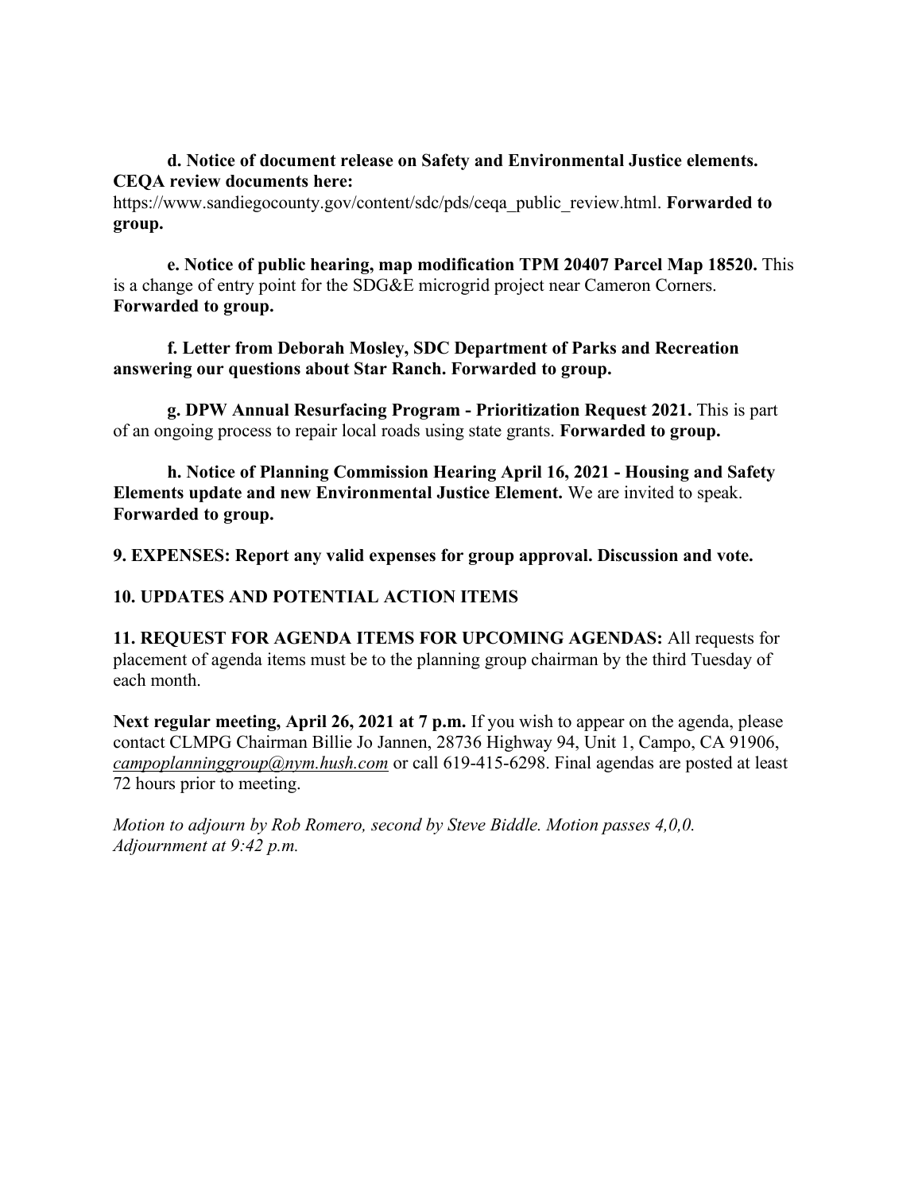**d. Notice of document release on Safety and Environmental Justice elements. CEQA review documents here:** https://www.sandiegocounty.gov/content/sdc/pds/ceqa_public_review.html. **Forwarded to group.**

**e. Notice of public hearing, map modification TPM 20407 Parcel Map 18520.** This is a change of entry point for the SDG&E microgrid project near Cameron Corners. **Forwarded to group.**

**f. Letter from Deborah Mosley, SDC Department of Parks and Recreation answering our questions about Star Ranch. Forwarded to group.**

**g. DPW Annual Resurfacing Program - Prioritization Request 2021.** This is part of an ongoing process to repair local roads using state grants. **Forwarded to group.**

**h. Notice of Planning Commission Hearing April 16, 2021 - Housing and Safety Elements update and new Environmental Justice Element.** We are invited to speak. **Forwarded to group.**

**9. EXPENSES: Report any valid expenses for group approval. Discussion and vote.**

**10. UPDATES AND POTENTIAL ACTION ITEMS**

**11. REQUEST FOR AGENDA ITEMS FOR UPCOMING AGENDAS:** All requests for placement of agenda items must be to the planning group chairman by the third Tuesday of each month.

**Next regular meeting, April 26, 2021 at 7 p.m.** If you wish to appear on the agenda, please contact CLMPG Chairman Billie Jo Jannen, 28736 Highway 94, Unit 1, Campo, CA 91906, *campoplanninggroup@nym.hush.com* or call 619-415-6298. Final agendas are posted at least 72 hours prior to meeting.

*Motion to adjourn by Rob Romero, second by Steve Biddle. Motion passes 4,0,0. Adjournment at 9:42 p.m.*